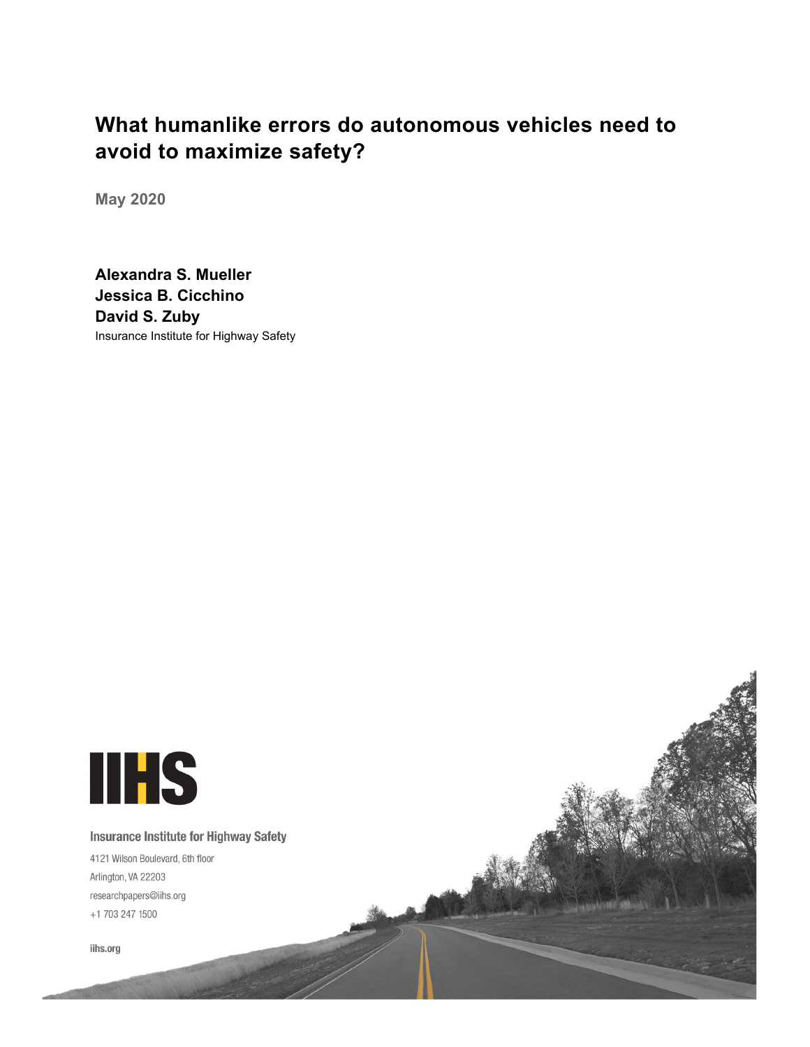# What humanlike errors do autonomous vehicles need to avoid to maximize safety?

**May 2020**

**Alexandra S. Mueller**
**Jessica B. Cicchino**
**David S. Zuby**
Insurance Institute for Highway Safety

IIHS

Insurance Institute for Highway Safety

4121 Wilson Boulevard, 6th floor
Arlington, VA 22203
researchpapers@iihs.org
+1 703 247 1500

iihs.org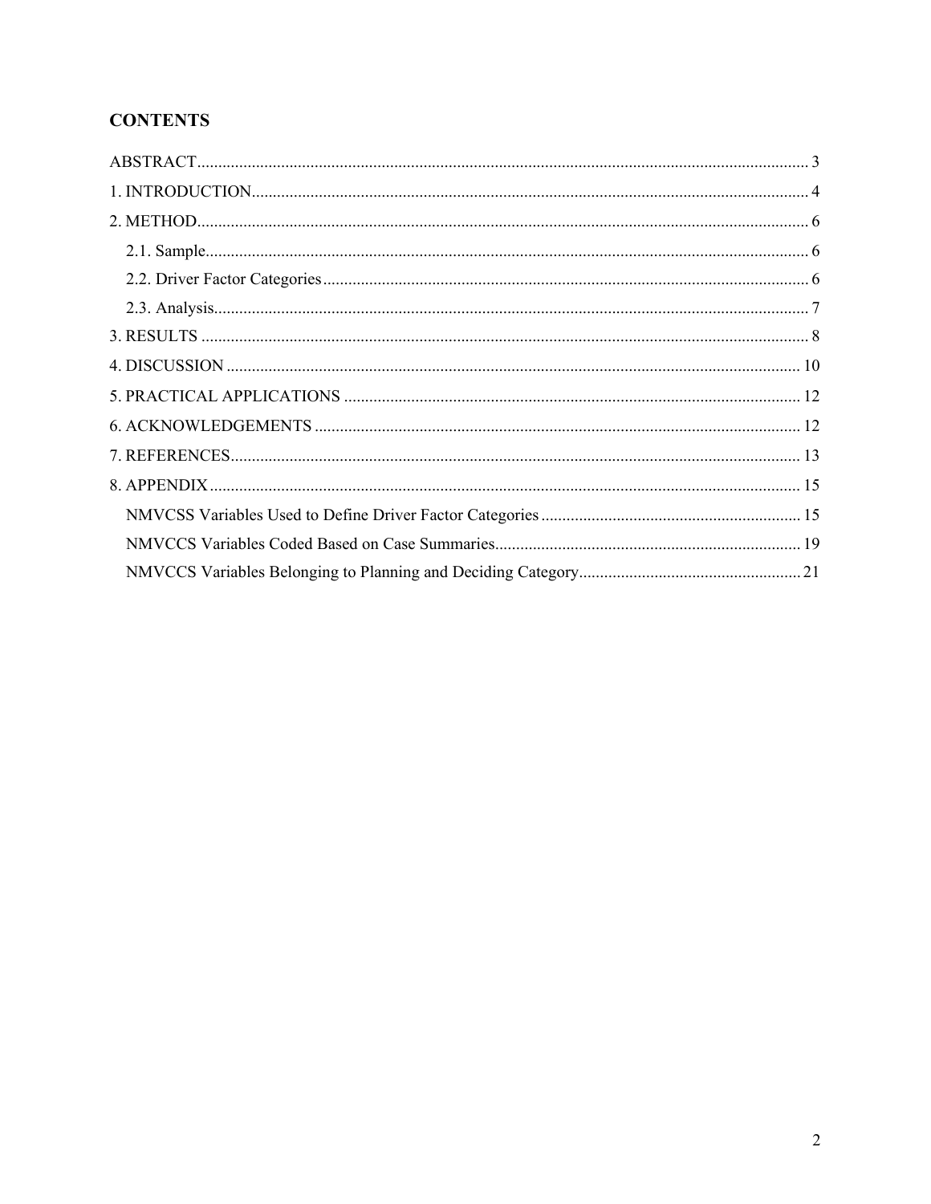## CONTENTS

ABSTRACT ........................................................................................................................................ 3

1. INTRODUCTION ........................................................................................................................ 4

2. METHOD ..................................................................................................................................... 6

  2.1. Sample .................................................................................................................................. 6

  2.2. Driver Factor Categories ....................................................................................................... 6

  2.3. Analysis ................................................................................................................................. 7

3. RESULTS .................................................................................................................................... 8

4. DISCUSSION ............................................................................................................................ 10

5. PRACTICAL APPLICATIONS ................................................................................................ 12

6. ACKNOWLEDGEMENTS ....................................................................................................... 12

7. REFERENCES ........................................................................................................................... 13

8. APPENDIX ................................................................................................................................ 15

  NMVCSS Variables Used to Define Driver Factor Categories .............................................. 15

  NMVCCS Variables Coded Based on Case Summaries ........................................................... 19

  NMVCCS Variables Belonging to Planning and Deciding Category ...................................... 21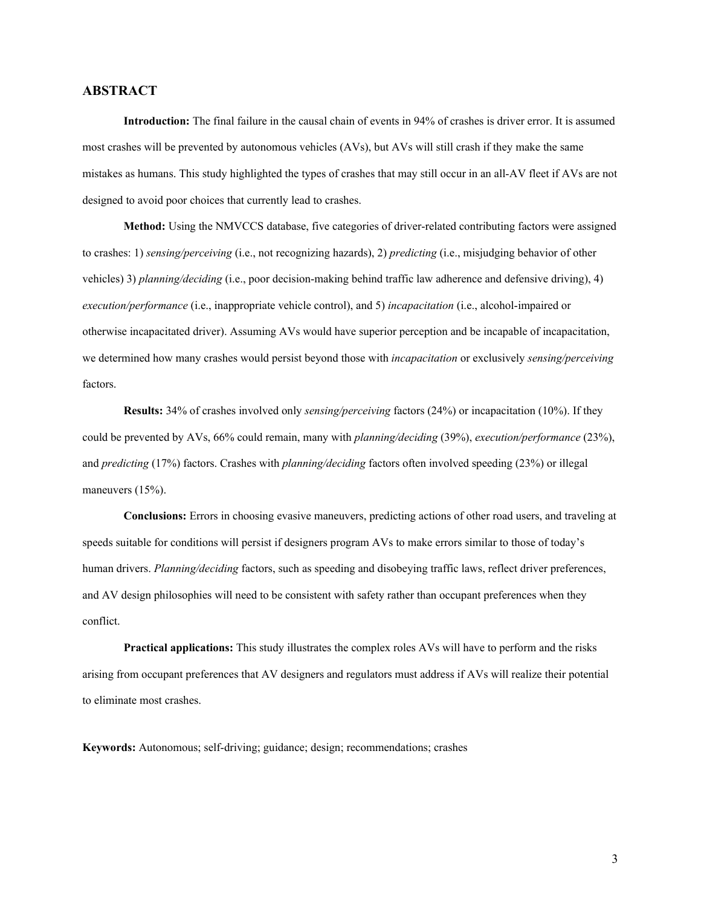## ABSTRACT

**Introduction:** The final failure in the causal chain of events in 94% of crashes is driver error. It is assumed most crashes will be prevented by autonomous vehicles (AVs), but AVs will still crash if they make the same mistakes as humans. This study highlighted the types of crashes that may still occur in an all-AV fleet if AVs are not designed to avoid poor choices that currently lead to crashes.

**Method:** Using the NMVCCS database, five categories of driver-related contributing factors were assigned to crashes: 1) *sensing/perceiving* (i.e., not recognizing hazards), 2) *predicting* (i.e., misjudging behavior of other vehicles) 3) *planning/deciding* (i.e., poor decision-making behind traffic law adherence and defensive driving), 4) *execution/performance* (i.e., inappropriate vehicle control), and 5) *incapacitation* (i.e., alcohol-impaired or otherwise incapacitated driver). Assuming AVs would have superior perception and be incapable of incapacitation, we determined how many crashes would persist beyond those with *incapacitation* or exclusively *sensing/perceiving* factors.

**Results:** 34% of crashes involved only *sensing/perceiving* factors (24%) or incapacitation (10%). If they could be prevented by AVs, 66% could remain, many with *planning/deciding* (39%), *execution/performance* (23%), and *predicting* (17%) factors. Crashes with *planning/deciding* factors often involved speeding (23%) or illegal maneuvers (15%).

**Conclusions:** Errors in choosing evasive maneuvers, predicting actions of other road users, and traveling at speeds suitable for conditions will persist if designers program AVs to make errors similar to those of today's human drivers. *Planning/deciding* factors, such as speeding and disobeying traffic laws, reflect driver preferences, and AV design philosophies will need to be consistent with safety rather than occupant preferences when they conflict.

**Practical applications:** This study illustrates the complex roles AVs will have to perform and the risks arising from occupant preferences that AV designers and regulators must address if AVs will realize their potential to eliminate most crashes.

**Keywords:** Autonomous; self-driving; guidance; design; recommendations; crashes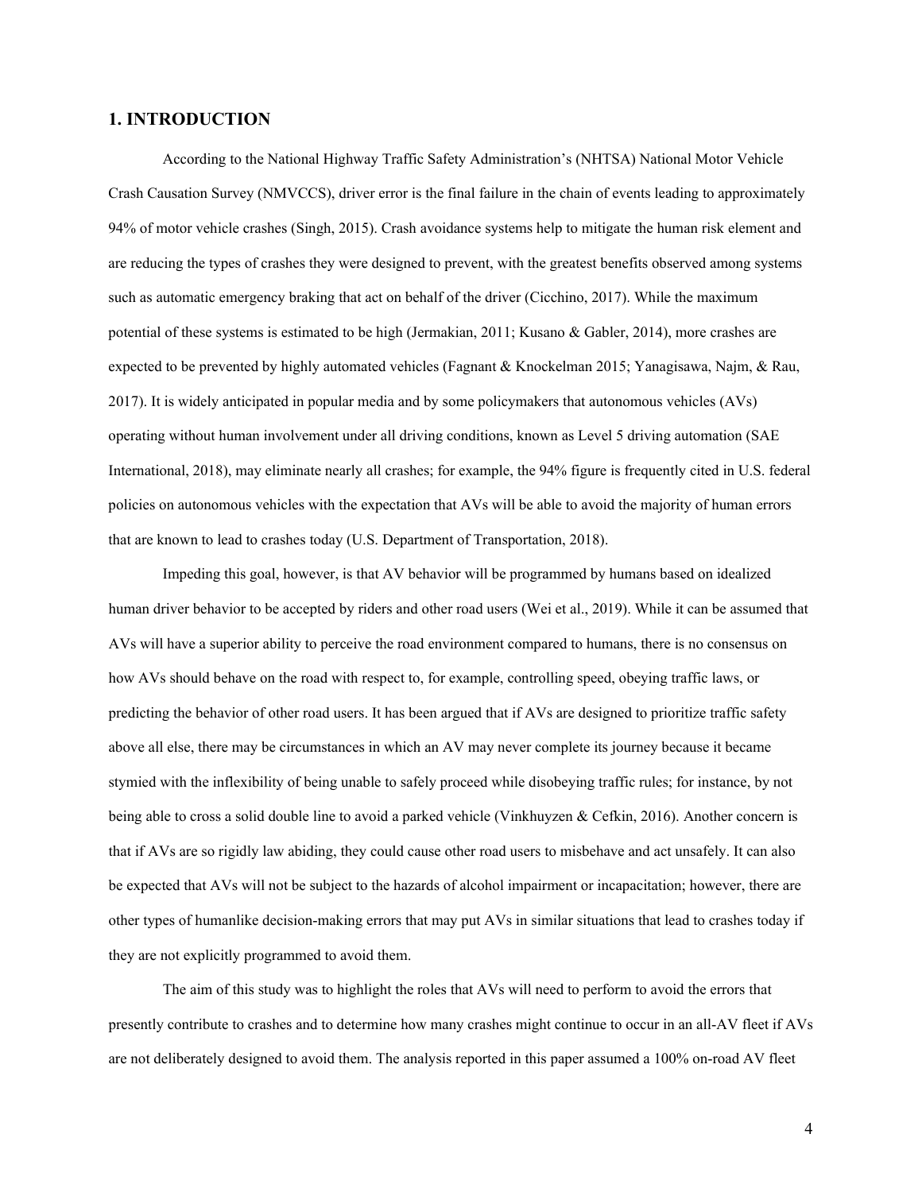## 1. INTRODUCTION

According to the National Highway Traffic Safety Administration's (NHTSA) National Motor Vehicle Crash Causation Survey (NMVCCS), driver error is the final failure in the chain of events leading to approximately 94% of motor vehicle crashes (Singh, 2015). Crash avoidance systems help to mitigate the human risk element and are reducing the types of crashes they were designed to prevent, with the greatest benefits observed among systems such as automatic emergency braking that act on behalf of the driver (Cicchino, 2017). While the maximum potential of these systems is estimated to be high (Jermakian, 2011; Kusano & Gabler, 2014), more crashes are expected to be prevented by highly automated vehicles (Fagnant & Knockelman 2015; Yanagisawa, Najm, & Rau, 2017). It is widely anticipated in popular media and by some policymakers that autonomous vehicles (AVs) operating without human involvement under all driving conditions, known as Level 5 driving automation (SAE International, 2018), may eliminate nearly all crashes; for example, the 94% figure is frequently cited in U.S. federal policies on autonomous vehicles with the expectation that AVs will be able to avoid the majority of human errors that are known to lead to crashes today (U.S. Department of Transportation, 2018).

Impeding this goal, however, is that AV behavior will be programmed by humans based on idealized human driver behavior to be accepted by riders and other road users (Wei et al., 2019). While it can be assumed that AVs will have a superior ability to perceive the road environment compared to humans, there is no consensus on how AVs should behave on the road with respect to, for example, controlling speed, obeying traffic laws, or predicting the behavior of other road users. It has been argued that if AVs are designed to prioritize traffic safety above all else, there may be circumstances in which an AV may never complete its journey because it became stymied with the inflexibility of being unable to safely proceed while disobeying traffic rules; for instance, by not being able to cross a solid double line to avoid a parked vehicle (Vinkhuyzen & Cefkin, 2016). Another concern is that if AVs are so rigidly law abiding, they could cause other road users to misbehave and act unsafely. It can also be expected that AVs will not be subject to the hazards of alcohol impairment or incapacitation; however, there are other types of humanlike decision-making errors that may put AVs in similar situations that lead to crashes today if they are not explicitly programmed to avoid them.

The aim of this study was to highlight the roles that AVs will need to perform to avoid the errors that presently contribute to crashes and to determine how many crashes might continue to occur in an all-AV fleet if AVs are not deliberately designed to avoid them. The analysis reported in this paper assumed a 100% on-road AV fleet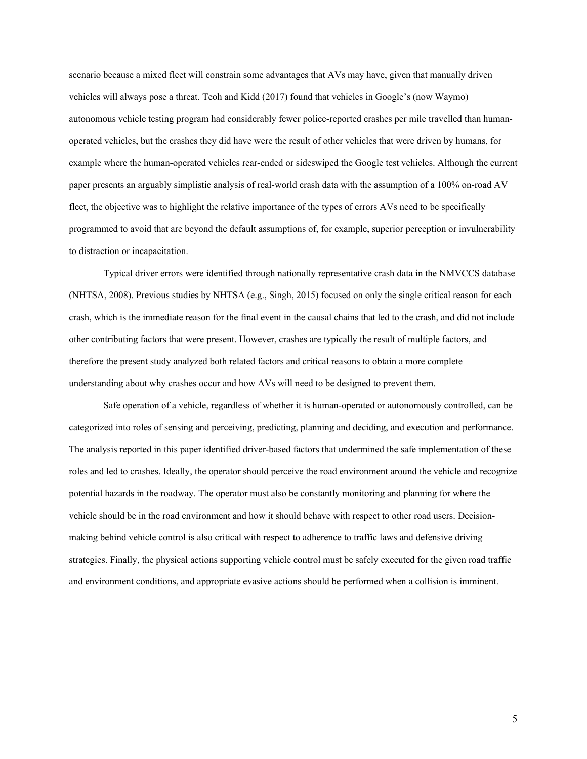scenario because a mixed fleet will constrain some advantages that AVs may have, given that manually driven vehicles will always pose a threat. Teoh and Kidd (2017) found that vehicles in Google's (now Waymo) autonomous vehicle testing program had considerably fewer police-reported crashes per mile travelled than human-operated vehicles, but the crashes they did have were the result of other vehicles that were driven by humans, for example where the human-operated vehicles rear-ended or sideswiped the Google test vehicles. Although the current paper presents an arguably simplistic analysis of real-world crash data with the assumption of a 100% on-road AV fleet, the objective was to highlight the relative importance of the types of errors AVs need to be specifically programmed to avoid that are beyond the default assumptions of, for example, superior perception or invulnerability to distraction or incapacitation.

Typical driver errors were identified through nationally representative crash data in the NMVCCS database (NHTSA, 2008). Previous studies by NHTSA (e.g., Singh, 2015) focused on only the single critical reason for each crash, which is the immediate reason for the final event in the causal chains that led to the crash, and did not include other contributing factors that were present. However, crashes are typically the result of multiple factors, and therefore the present study analyzed both related factors and critical reasons to obtain a more complete understanding about why crashes occur and how AVs will need to be designed to prevent them.

Safe operation of a vehicle, regardless of whether it is human-operated or autonomously controlled, can be categorized into roles of sensing and perceiving, predicting, planning and deciding, and execution and performance. The analysis reported in this paper identified driver-based factors that undermined the safe implementation of these roles and led to crashes. Ideally, the operator should perceive the road environment around the vehicle and recognize potential hazards in the roadway. The operator must also be constantly monitoring and planning for where the vehicle should be in the road environment and how it should behave with respect to other road users. Decision-making behind vehicle control is also critical with respect to adherence to traffic laws and defensive driving strategies. Finally, the physical actions supporting vehicle control must be safely executed for the given road traffic and environment conditions, and appropriate evasive actions should be performed when a collision is imminent.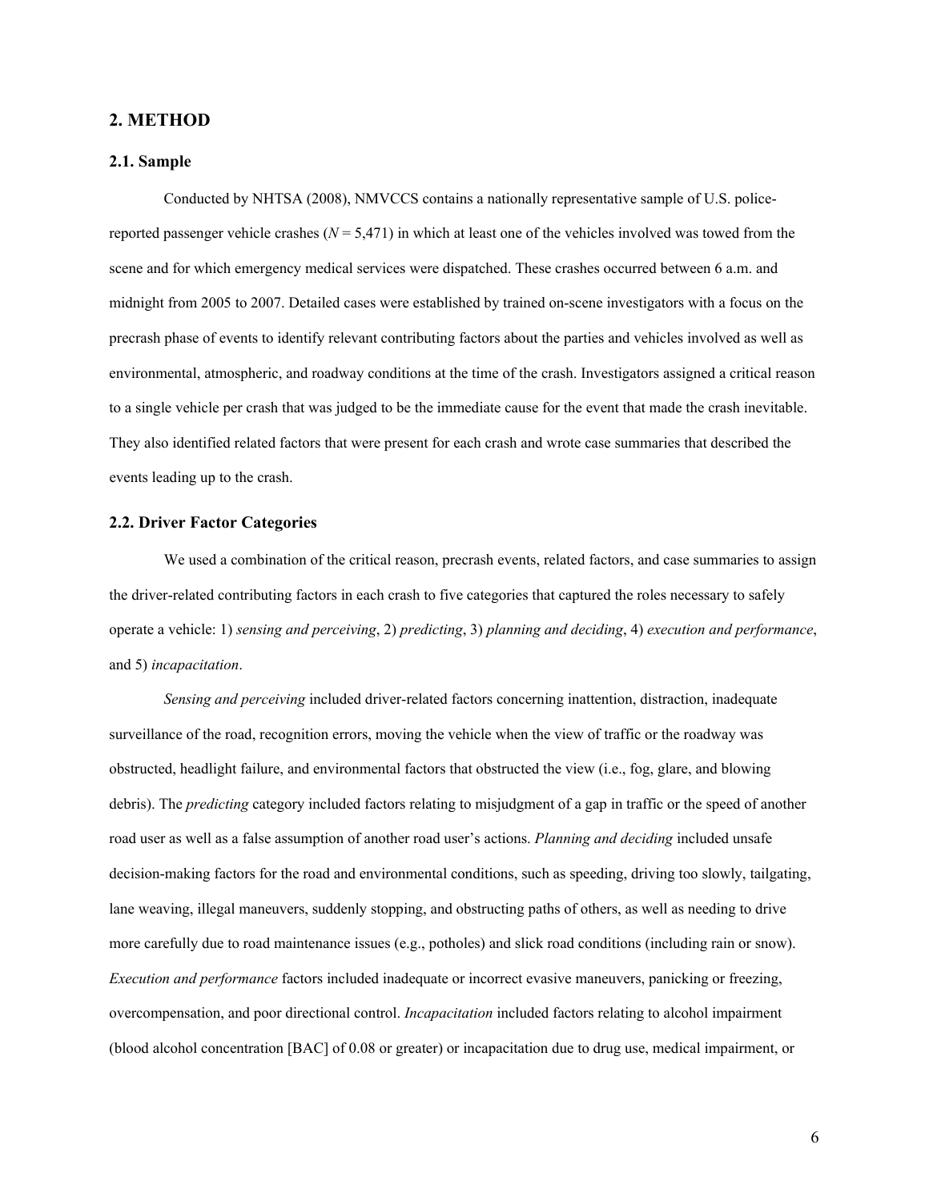## 2. METHOD

### 2.1. Sample

Conducted by NHTSA (2008), NMVCCS contains a nationally representative sample of U.S. police-reported passenger vehicle crashes (*N* = 5,471) in which at least one of the vehicles involved was towed from the scene and for which emergency medical services were dispatched. These crashes occurred between 6 a.m. and midnight from 2005 to 2007. Detailed cases were established by trained on-scene investigators with a focus on the precrash phase of events to identify relevant contributing factors about the parties and vehicles involved as well as environmental, atmospheric, and roadway conditions at the time of the crash. Investigators assigned a critical reason to a single vehicle per crash that was judged to be the immediate cause for the event that made the crash inevitable. They also identified related factors that were present for each crash and wrote case summaries that described the events leading up to the crash.

### 2.2. Driver Factor Categories

We used a combination of the critical reason, precrash events, related factors, and case summaries to assign the driver-related contributing factors in each crash to five categories that captured the roles necessary to safely operate a vehicle: 1) *sensing and perceiving*, 2) *predicting*, 3) *planning and deciding*, 4) *execution and performance*, and 5) *incapacitation*.

*Sensing and perceiving* included driver-related factors concerning inattention, distraction, inadequate surveillance of the road, recognition errors, moving the vehicle when the view of traffic or the roadway was obstructed, headlight failure, and environmental factors that obstructed the view (i.e., fog, glare, and blowing debris). The *predicting* category included factors relating to misjudgment of a gap in traffic or the speed of another road user as well as a false assumption of another road user's actions. *Planning and deciding* included unsafe decision-making factors for the road and environmental conditions, such as speeding, driving too slowly, tailgating, lane weaving, illegal maneuvers, suddenly stopping, and obstructing paths of others, as well as needing to drive more carefully due to road maintenance issues (e.g., potholes) and slick road conditions (including rain or snow). *Execution and performance* factors included inadequate or incorrect evasive maneuvers, panicking or freezing, overcompensation, and poor directional control. *Incapacitation* included factors relating to alcohol impairment (blood alcohol concentration [BAC] of 0.08 or greater) or incapacitation due to drug use, medical impairment, or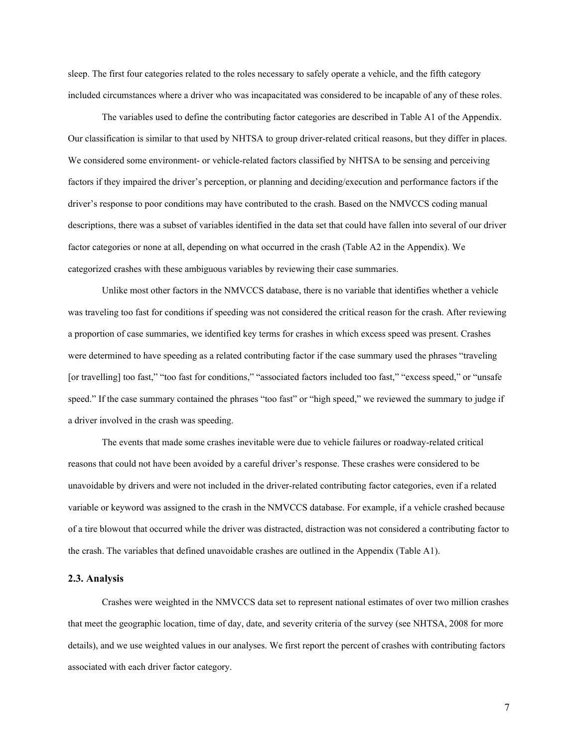sleep. The first four categories related to the roles necessary to safely operate a vehicle, and the fifth category included circumstances where a driver who was incapacitated was considered to be incapable of any of these roles.

The variables used to define the contributing factor categories are described in Table A1 of the Appendix. Our classification is similar to that used by NHTSA to group driver-related critical reasons, but they differ in places. We considered some environment- or vehicle-related factors classified by NHTSA to be sensing and perceiving factors if they impaired the driver's perception, or planning and deciding/execution and performance factors if the driver's response to poor conditions may have contributed to the crash. Based on the NMVCCS coding manual descriptions, there was a subset of variables identified in the data set that could have fallen into several of our driver factor categories or none at all, depending on what occurred in the crash (Table A2 in the Appendix). We categorized crashes with these ambiguous variables by reviewing their case summaries.

Unlike most other factors in the NMVCCS database, there is no variable that identifies whether a vehicle was traveling too fast for conditions if speeding was not considered the critical reason for the crash. After reviewing a proportion of case summaries, we identified key terms for crashes in which excess speed was present. Crashes were determined to have speeding as a related contributing factor if the case summary used the phrases "traveling [or travelling] too fast," "too fast for conditions," "associated factors included too fast," "excess speed," or "unsafe speed." If the case summary contained the phrases "too fast" or "high speed," we reviewed the summary to judge if a driver involved in the crash was speeding.

The events that made some crashes inevitable were due to vehicle failures or roadway-related critical reasons that could not have been avoided by a careful driver's response. These crashes were considered to be unavoidable by drivers and were not included in the driver-related contributing factor categories, even if a related variable or keyword was assigned to the crash in the NMVCCS database. For example, if a vehicle crashed because of a tire blowout that occurred while the driver was distracted, distraction was not considered a contributing factor to the crash. The variables that defined unavoidable crashes are outlined in the Appendix (Table A1).

### 2.3. Analysis

Crashes were weighted in the NMVCCS data set to represent national estimates of over two million crashes that meet the geographic location, time of day, date, and severity criteria of the survey (see NHTSA, 2008 for more details), and we use weighted values in our analyses. We first report the percent of crashes with contributing factors associated with each driver factor category.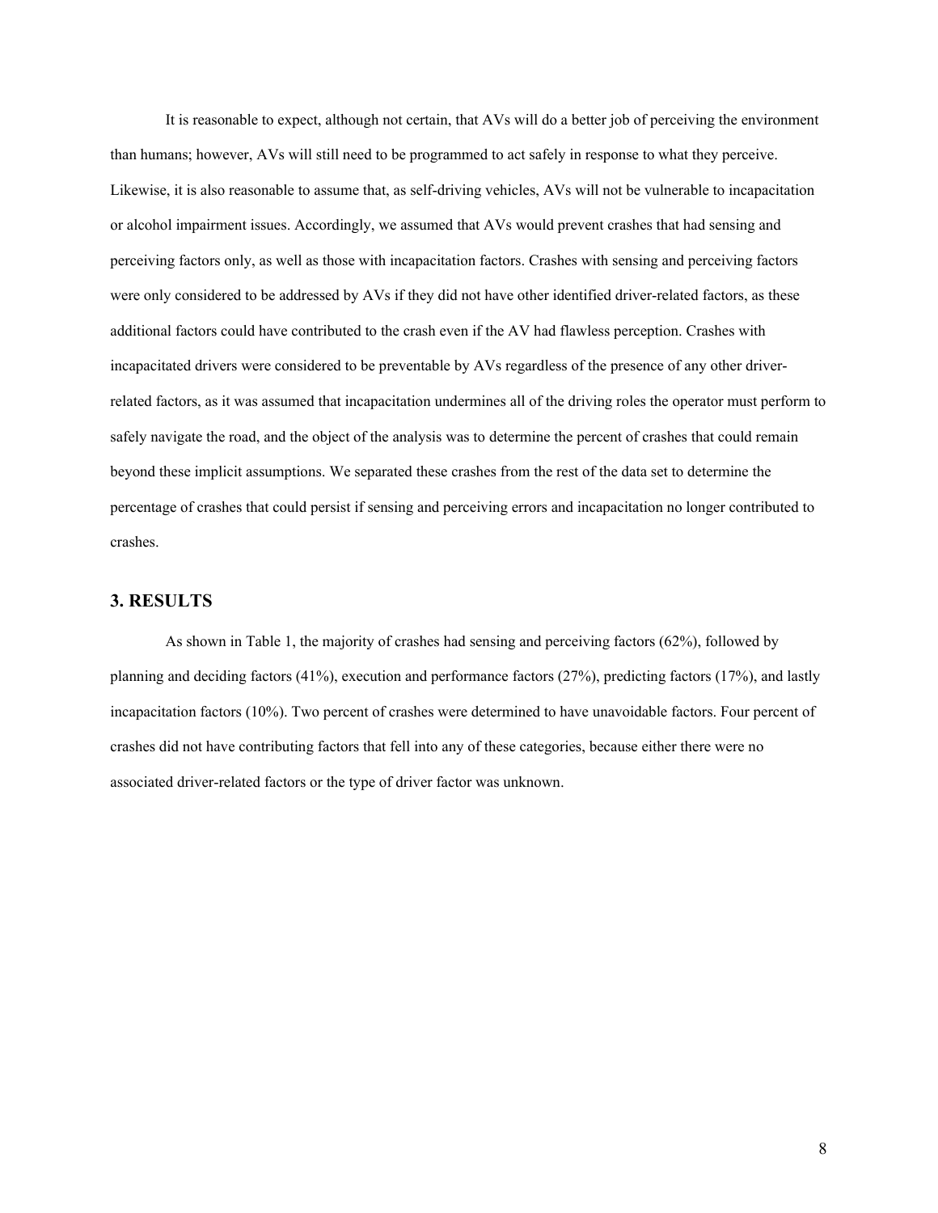It is reasonable to expect, although not certain, that AVs will do a better job of perceiving the environment than humans; however, AVs will still need to be programmed to act safely in response to what they perceive. Likewise, it is also reasonable to assume that, as self-driving vehicles, AVs will not be vulnerable to incapacitation or alcohol impairment issues. Accordingly, we assumed that AVs would prevent crashes that had sensing and perceiving factors only, as well as those with incapacitation factors. Crashes with sensing and perceiving factors were only considered to be addressed by AVs if they did not have other identified driver-related factors, as these additional factors could have contributed to the crash even if the AV had flawless perception. Crashes with incapacitated drivers were considered to be preventable by AVs regardless of the presence of any other driver-related factors, as it was assumed that incapacitation undermines all of the driving roles the operator must perform to safely navigate the road, and the object of the analysis was to determine the percent of crashes that could remain beyond these implicit assumptions. We separated these crashes from the rest of the data set to determine the percentage of crashes that could persist if sensing and perceiving errors and incapacitation no longer contributed to crashes.

## 3. RESULTS

As shown in Table 1, the majority of crashes had sensing and perceiving factors (62%), followed by planning and deciding factors (41%), execution and performance factors (27%), predicting factors (17%), and lastly incapacitation factors (10%). Two percent of crashes were determined to have unavoidable factors. Four percent of crashes did not have contributing factors that fell into any of these categories, because either there were no associated driver-related factors or the type of driver factor was unknown.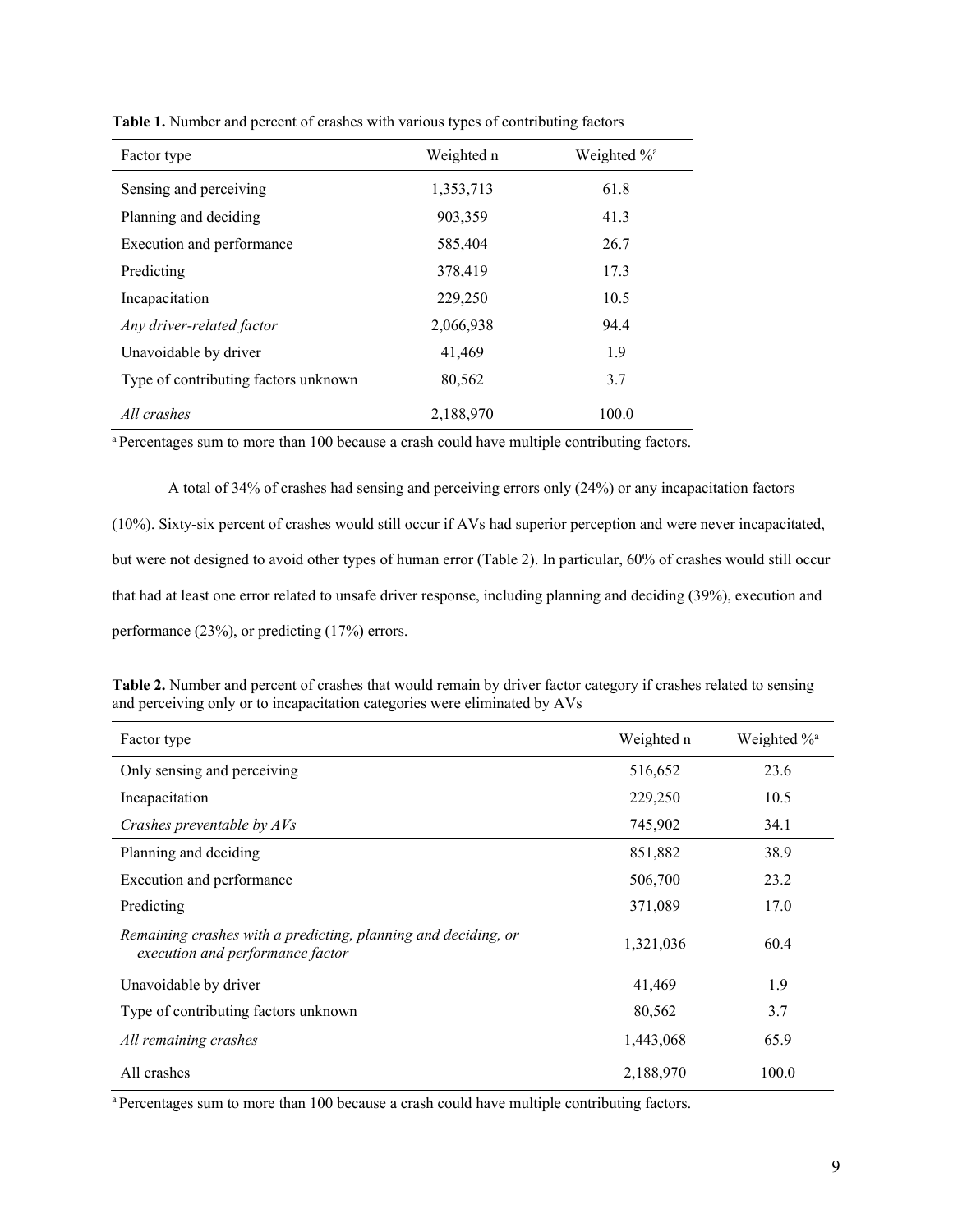**Table 1.** Number and percent of crashes with various types of contributing factors

| Factor type | Weighted n | Weighted %[a] |
|---|---|---|
| Sensing and perceiving | 1,353,713 | 61.8 |
| Planning and deciding | 903,359 | 41.3 |
| Execution and performance | 585,404 | 26.7 |
| Predicting | 378,419 | 17.3 |
| Incapacitation | 229,250 | 10.5 |
| *Any driver-related factor* | 2,066,938 | 94.4 |
| Unavoidable by driver | 41,469 | 1.9 |
| Type of contributing factors unknown | 80,562 | 3.7 |
| *All crashes* | 2,188,970 | 100.0 |

[a] Percentages sum to more than 100 because a crash could have multiple contributing factors.

A total of 34% of crashes had sensing and perceiving errors only (24%) or any incapacitation factors (10%). Sixty-six percent of crashes would still occur if AVs had superior perception and were never incapacitated, but were not designed to avoid other types of human error (Table 2). In particular, 60% of crashes would still occur that had at least one error related to unsafe driver response, including planning and deciding (39%), execution and performance (23%), or predicting (17%) errors.

**Table 2.** Number and percent of crashes that would remain by driver factor category if crashes related to sensing and perceiving only or to incapacitation categories were eliminated by AVs

| Factor type | Weighted n | Weighted %[a] |
|---|---|---|
| Only sensing and perceiving | 516,652 | 23.6 |
| Incapacitation | 229,250 | 10.5 |
| *Crashes preventable by AVs* | 745,902 | 34.1 |
| Planning and deciding | 851,882 | 38.9 |
| Execution and performance | 506,700 | 23.2 |
| Predicting | 371,089 | 17.0 |
| *Remaining crashes with a predicting, planning and deciding, or execution and performance factor* | 1,321,036 | 60.4 |
| Unavoidable by driver | 41,469 | 1.9 |
| Type of contributing factors unknown | 80,562 | 3.7 |
| *All remaining crashes* | 1,443,068 | 65.9 |
| All crashes | 2,188,970 | 100.0 |

[a] Percentages sum to more than 100 because a crash could have multiple contributing factors.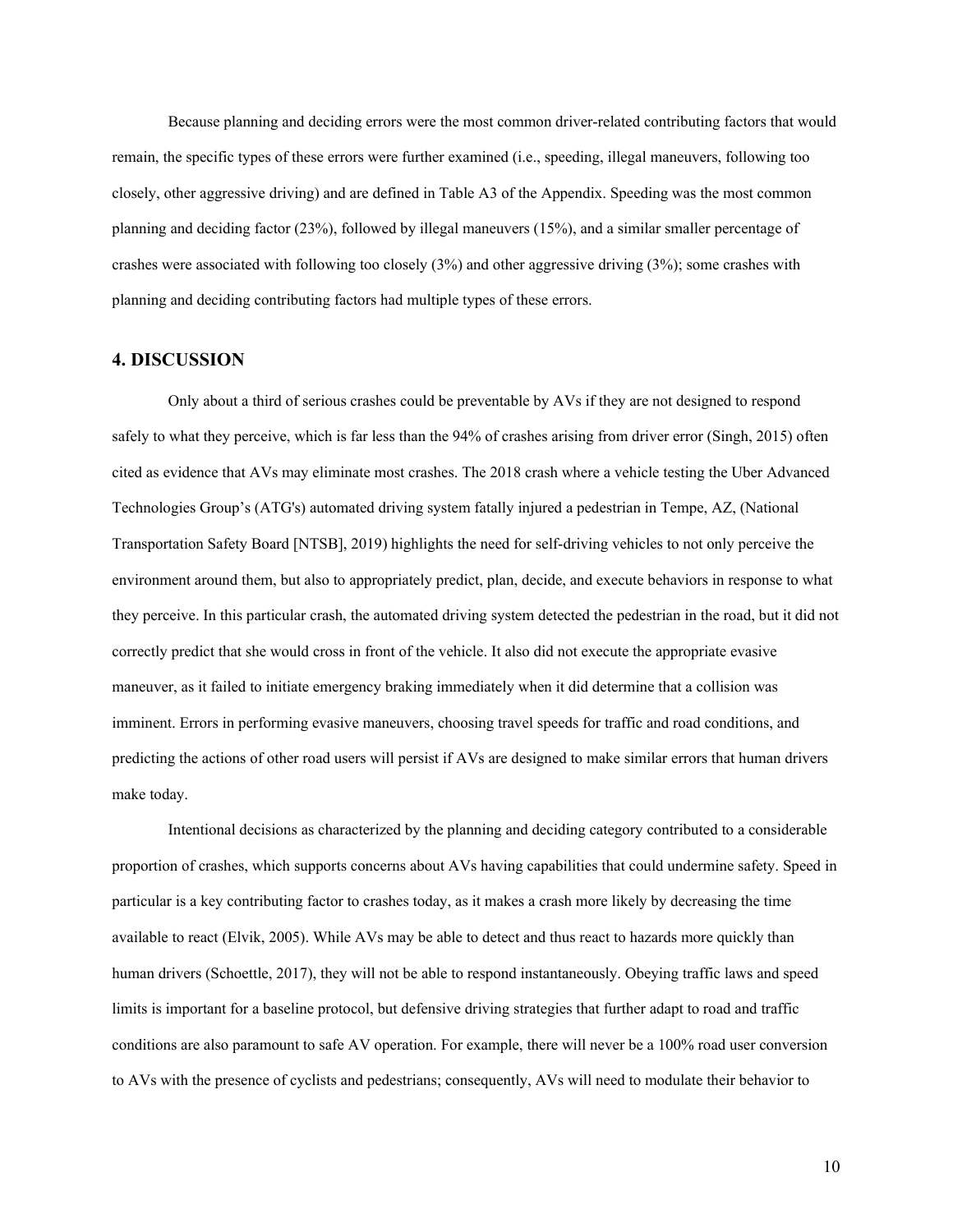Because planning and deciding errors were the most common driver-related contributing factors that would remain, the specific types of these errors were further examined (i.e., speeding, illegal maneuvers, following too closely, other aggressive driving) and are defined in Table A3 of the Appendix. Speeding was the most common planning and deciding factor (23%), followed by illegal maneuvers (15%), and a similar smaller percentage of crashes were associated with following too closely (3%) and other aggressive driving (3%); some crashes with planning and deciding contributing factors had multiple types of these errors.

## 4. DISCUSSION

Only about a third of serious crashes could be preventable by AVs if they are not designed to respond safely to what they perceive, which is far less than the 94% of crashes arising from driver error (Singh, 2015) often cited as evidence that AVs may eliminate most crashes. The 2018 crash where a vehicle testing the Uber Advanced Technologies Group's (ATG's) automated driving system fatally injured a pedestrian in Tempe, AZ, (National Transportation Safety Board [NTSB], 2019) highlights the need for self-driving vehicles to not only perceive the environment around them, but also to appropriately predict, plan, decide, and execute behaviors in response to what they perceive. In this particular crash, the automated driving system detected the pedestrian in the road, but it did not correctly predict that she would cross in front of the vehicle. It also did not execute the appropriate evasive maneuver, as it failed to initiate emergency braking immediately when it did determine that a collision was imminent. Errors in performing evasive maneuvers, choosing travel speeds for traffic and road conditions, and predicting the actions of other road users will persist if AVs are designed to make similar errors that human drivers make today.

Intentional decisions as characterized by the planning and deciding category contributed to a considerable proportion of crashes, which supports concerns about AVs having capabilities that could undermine safety. Speed in particular is a key contributing factor to crashes today, as it makes a crash more likely by decreasing the time available to react (Elvik, 2005). While AVs may be able to detect and thus react to hazards more quickly than human drivers (Schoettle, 2017), they will not be able to respond instantaneously. Obeying traffic laws and speed limits is important for a baseline protocol, but defensive driving strategies that further adapt to road and traffic conditions are also paramount to safe AV operation. For example, there will never be a 100% road user conversion to AVs with the presence of cyclists and pedestrians; consequently, AVs will need to modulate their behavior to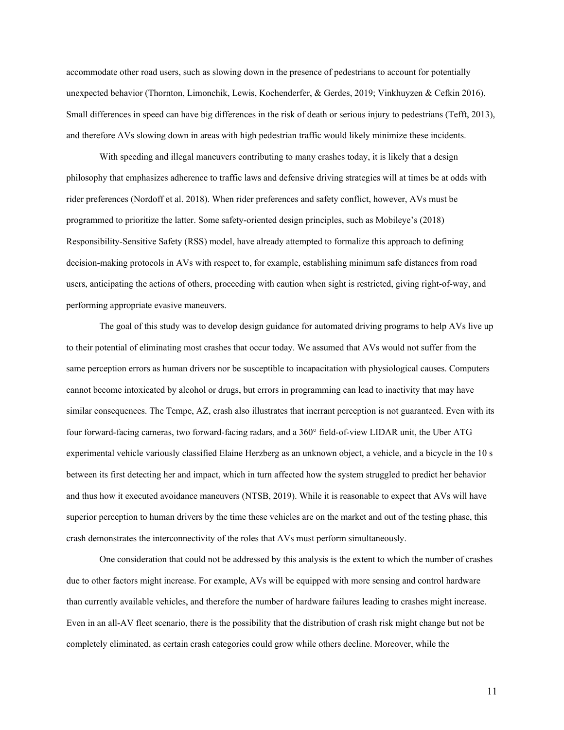accommodate other road users, such as slowing down in the presence of pedestrians to account for potentially unexpected behavior (Thornton, Limonchik, Lewis, Kochenderfer, & Gerdes, 2019; Vinkhuyzen & Cefkin 2016). Small differences in speed can have big differences in the risk of death or serious injury to pedestrians (Tefft, 2013), and therefore AVs slowing down in areas with high pedestrian traffic would likely minimize these incidents.

With speeding and illegal maneuvers contributing to many crashes today, it is likely that a design philosophy that emphasizes adherence to traffic laws and defensive driving strategies will at times be at odds with rider preferences (Nordoff et al. 2018). When rider preferences and safety conflict, however, AVs must be programmed to prioritize the latter. Some safety-oriented design principles, such as Mobileye's (2018) Responsibility-Sensitive Safety (RSS) model, have already attempted to formalize this approach to defining decision-making protocols in AVs with respect to, for example, establishing minimum safe distances from road users, anticipating the actions of others, proceeding with caution when sight is restricted, giving right-of-way, and performing appropriate evasive maneuvers.

The goal of this study was to develop design guidance for automated driving programs to help AVs live up to their potential of eliminating most crashes that occur today. We assumed that AVs would not suffer from the same perception errors as human drivers nor be susceptible to incapacitation with physiological causes. Computers cannot become intoxicated by alcohol or drugs, but errors in programming can lead to inactivity that may have similar consequences. The Tempe, AZ, crash also illustrates that inerrant perception is not guaranteed. Even with its four forward-facing cameras, two forward-facing radars, and a 360° field-of-view LIDAR unit, the Uber ATG experimental vehicle variously classified Elaine Herzberg as an unknown object, a vehicle, and a bicycle in the 10 s between its first detecting her and impact, which in turn affected how the system struggled to predict her behavior and thus how it executed avoidance maneuvers (NTSB, 2019). While it is reasonable to expect that AVs will have superior perception to human drivers by the time these vehicles are on the market and out of the testing phase, this crash demonstrates the interconnectivity of the roles that AVs must perform simultaneously.

One consideration that could not be addressed by this analysis is the extent to which the number of crashes due to other factors might increase. For example, AVs will be equipped with more sensing and control hardware than currently available vehicles, and therefore the number of hardware failures leading to crashes might increase. Even in an all-AV fleet scenario, there is the possibility that the distribution of crash risk might change but not be completely eliminated, as certain crash categories could grow while others decline. Moreover, while the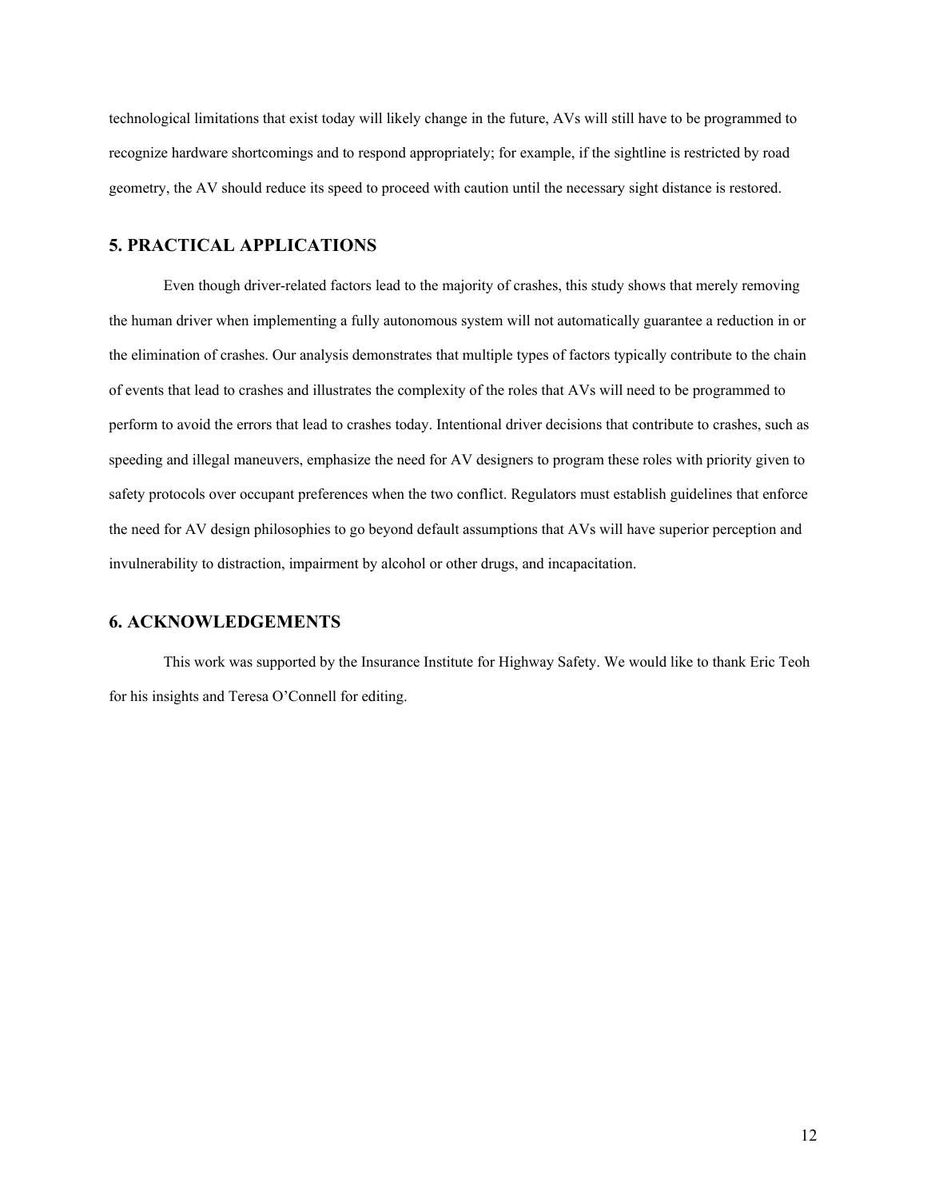technological limitations that exist today will likely change in the future, AVs will still have to be programmed to recognize hardware shortcomings and to respond appropriately; for example, if the sightline is restricted by road geometry, the AV should reduce its speed to proceed with caution until the necessary sight distance is restored.

## 5. PRACTICAL APPLICATIONS

Even though driver-related factors lead to the majority of crashes, this study shows that merely removing the human driver when implementing a fully autonomous system will not automatically guarantee a reduction in or the elimination of crashes. Our analysis demonstrates that multiple types of factors typically contribute to the chain of events that lead to crashes and illustrates the complexity of the roles that AVs will need to be programmed to perform to avoid the errors that lead to crashes today. Intentional driver decisions that contribute to crashes, such as speeding and illegal maneuvers, emphasize the need for AV designers to program these roles with priority given to safety protocols over occupant preferences when the two conflict. Regulators must establish guidelines that enforce the need for AV design philosophies to go beyond default assumptions that AVs will have superior perception and invulnerability to distraction, impairment by alcohol or other drugs, and incapacitation.

## 6. ACKNOWLEDGEMENTS

This work was supported by the Insurance Institute for Highway Safety. We would like to thank Eric Teoh for his insights and Teresa O'Connell for editing.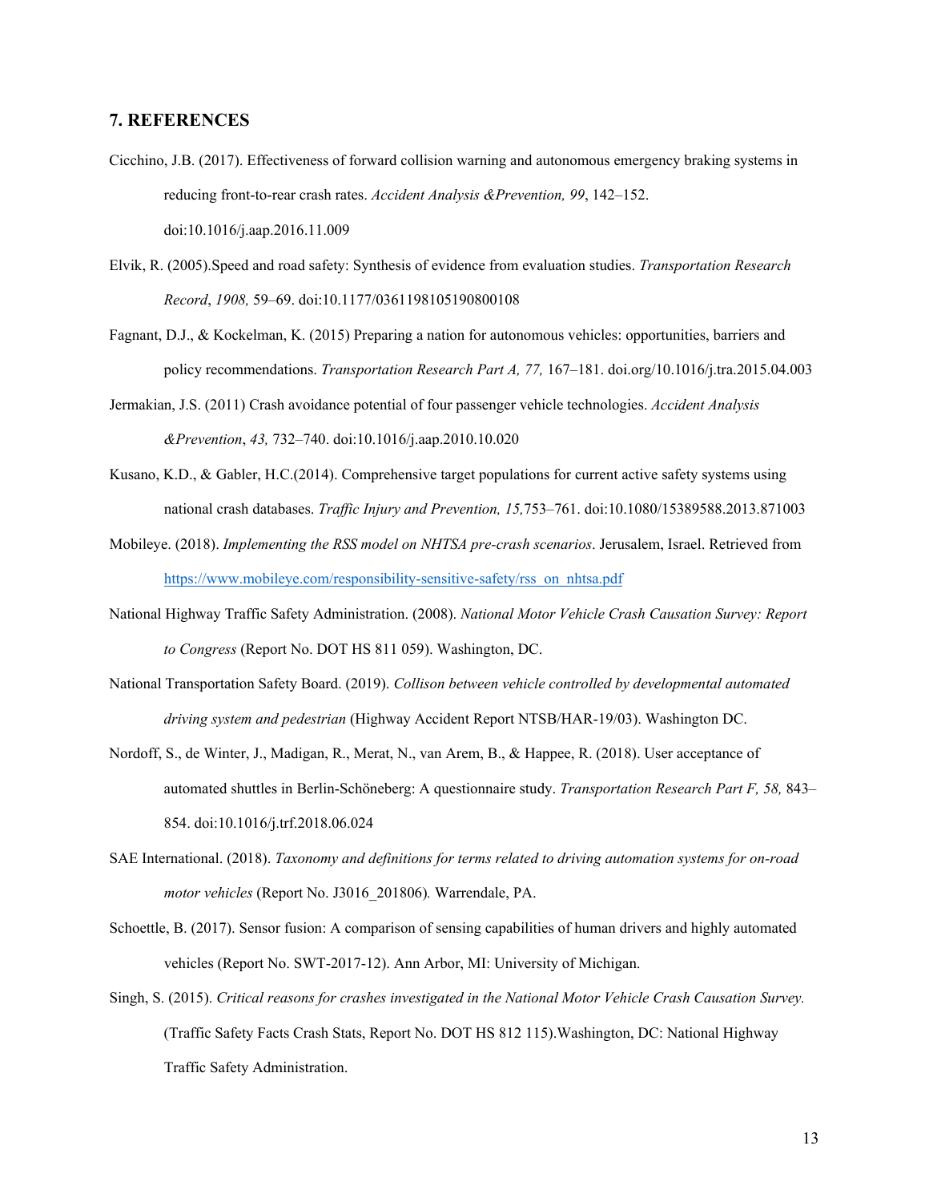## 7. REFERENCES

Cicchino, J.B. (2017). Effectiveness of forward collision warning and autonomous emergency braking systems in reducing front-to-rear crash rates. *Accident Analysis &Prevention, 99*, 142–152. doi:10.1016/j.aap.2016.11.009

Elvik, R. (2005).Speed and road safety: Synthesis of evidence from evaluation studies. *Transportation Research Record*, *1908,* 59–69. doi:10.1177/0361198105190800108

Fagnant, D.J., & Kockelman, K. (2015) Preparing a nation for autonomous vehicles: opportunities, barriers and policy recommendations. *Transportation Research Part A, 77,* 167–181. doi.org/10.1016/j.tra.2015.04.003

Jermakian, J.S. (2011) Crash avoidance potential of four passenger vehicle technologies. *Accident Analysis &Prevention*, *43,* 732–740. doi:10.1016/j.aap.2010.10.020

Kusano, K.D., & Gabler, H.C.(2014). Comprehensive target populations for current active safety systems using national crash databases. *Traffic Injury and Prevention, 15,*753–761. doi:10.1080/15389588.2013.871003

Mobileye. (2018). *Implementing the RSS model on NHTSA pre-crash scenarios*. Jerusalem, Israel. Retrieved from https://www.mobileye.com/responsibility-sensitive-safety/rss_on_nhtsa.pdf

National Highway Traffic Safety Administration. (2008). *National Motor Vehicle Crash Causation Survey: Report to Congress* (Report No. DOT HS 811 059). Washington, DC.

National Transportation Safety Board. (2019). *Collison between vehicle controlled by developmental automated driving system and pedestrian* (Highway Accident Report NTSB/HAR-19/03). Washington DC.

Nordoff, S., de Winter, J., Madigan, R., Merat, N., van Arem, B., & Happee, R. (2018). User acceptance of automated shuttles in Berlin-Schöneberg: A questionnaire study. *Transportation Research Part F, 58,* 843–854. doi:10.1016/j.trf.2018.06.024

SAE International. (2018). *Taxonomy and definitions for terms related to driving automation systems for on-road motor vehicles* (Report No. J3016_201806)*.* Warrendale, PA.

Schoettle, B. (2017). Sensor fusion: A comparison of sensing capabilities of human drivers and highly automated vehicles (Report No. SWT-2017-12). Ann Arbor, MI: University of Michigan.

Singh, S. (2015). *Critical reasons for crashes investigated in the National Motor Vehicle Crash Causation Survey.* (Traffic Safety Facts Crash Stats, Report No. DOT HS 812 115).Washington, DC: National Highway Traffic Safety Administration.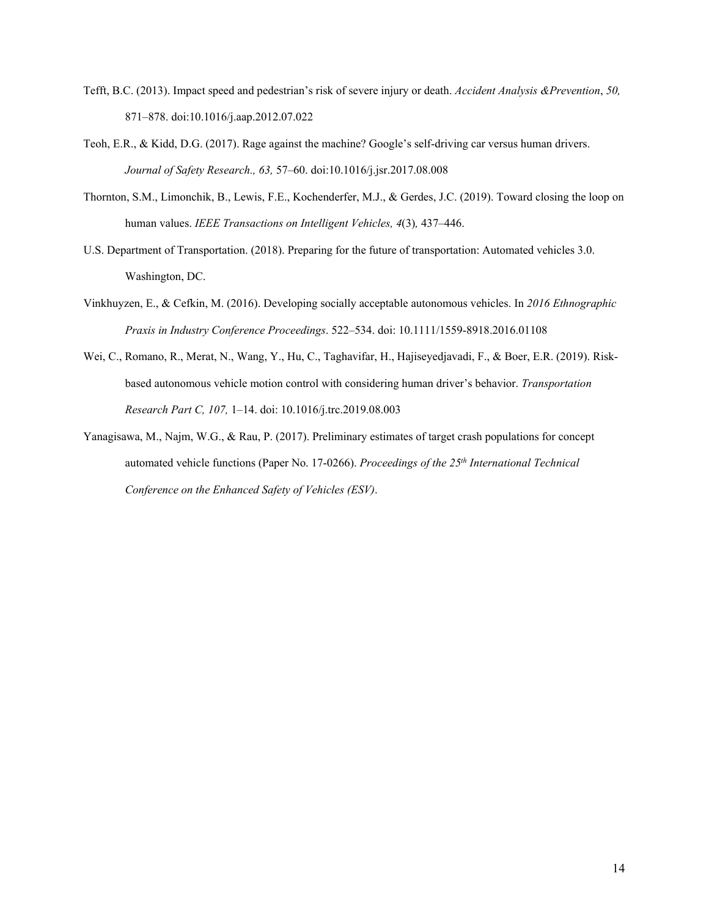Tefft, B.C. (2013). Impact speed and pedestrian's risk of severe injury or death. *Accident Analysis &Prevention*, *50,* 871–878. doi:10.1016/j.aap.2012.07.022

Teoh, E.R., & Kidd, D.G. (2017). Rage against the machine? Google's self-driving car versus human drivers. *Journal of Safety Research., 63,* 57–60. doi:10.1016/j.jsr.2017.08.008

Thornton, S.M., Limonchik, B., Lewis, F.E., Kochenderfer, M.J., & Gerdes, J.C. (2019). Toward closing the loop on human values. *IEEE Transactions on Intelligent Vehicles, 4*(3)*,* 437–446.

U.S. Department of Transportation. (2018). Preparing for the future of transportation: Automated vehicles 3.0. Washington, DC.

Vinkhuyzen, E., & Cefkin, M. (2016). Developing socially acceptable autonomous vehicles. In *2016 Ethnographic Praxis in Industry Conference Proceedings*. 522–534. doi: 10.1111/1559-8918.2016.01108

Wei, C., Romano, R., Merat, N., Wang, Y., Hu, C., Taghavifar, H., Hajiseyedjavadi, F., & Boer, E.R. (2019). Risk-based autonomous vehicle motion control with considering human driver's behavior. *Transportation Research Part C, 107,* 1–14. doi: 10.1016/j.trc.2019.08.003

Yanagisawa, M., Najm, W.G., & Rau, P. (2017). Preliminary estimates of target crash populations for concept automated vehicle functions (Paper No. 17-0266). *Proceedings of the 25th International Technical Conference on the Enhanced Safety of Vehicles (ESV)*.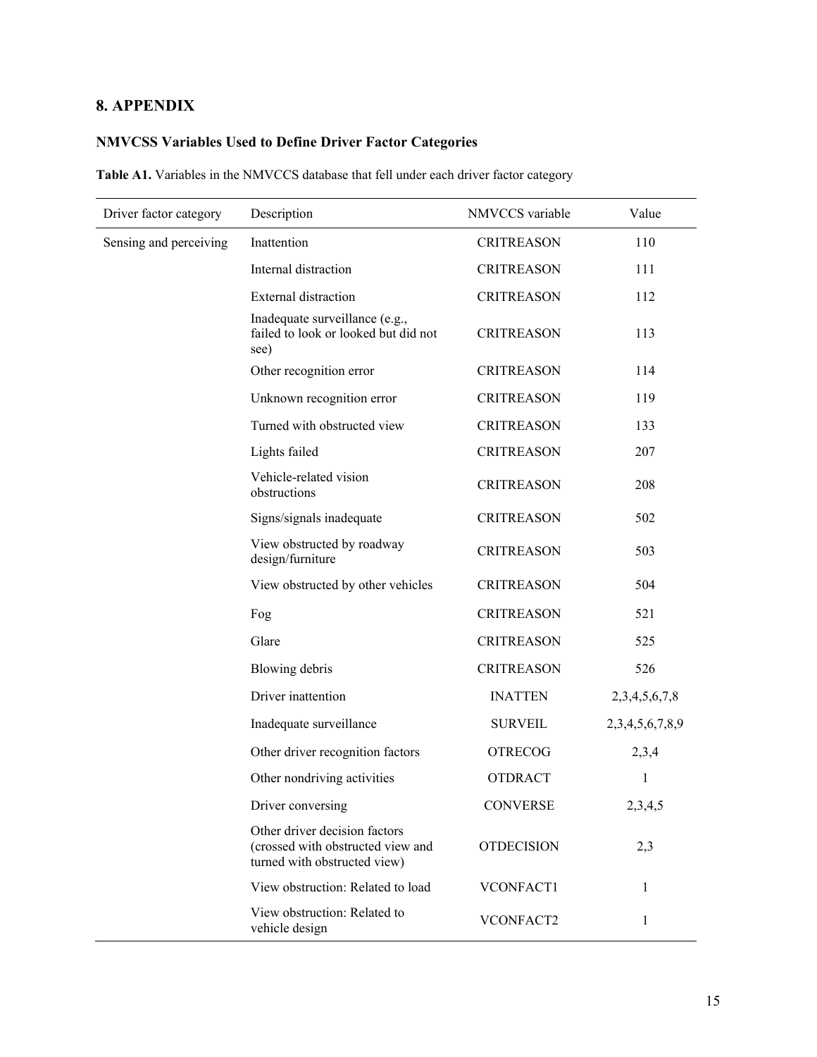# 8. APPENDIX

## NMVCSS Variables Used to Define Driver Factor Categories

**Table A1.** Variables in the NMVCCS database that fell under each driver factor category

| Driver factor category | Description | NMVCCS variable | Value |
|---|---|---|---|
| Sensing and perceiving | Inattention | CRITREASON | 110 |
| | Internal distraction | CRITREASON | 111 |
| | External distraction | CRITREASON | 112 |
| | Inadequate surveillance (e.g., failed to look or looked but did not see) | CRITREASON | 113 |
| | Other recognition error | CRITREASON | 114 |
| | Unknown recognition error | CRITREASON | 119 |
| | Turned with obstructed view | CRITREASON | 133 |
| | Lights failed | CRITREASON | 207 |
| | Vehicle-related vision obstructions | CRITREASON | 208 |
| | Signs/signals inadequate | CRITREASON | 502 |
| | View obstructed by roadway design/furniture | CRITREASON | 503 |
| | View obstructed by other vehicles | CRITREASON | 504 |
| | Fog | CRITREASON | 521 |
| | Glare | CRITREASON | 525 |
| | Blowing debris | CRITREASON | 526 |
| | Driver inattention | INATTEN | 2,3,4,5,6,7,8 |
| | Inadequate surveillance | SURVEIL | 2,3,4,5,6,7,8,9 |
| | Other driver recognition factors | OTRECOG | 2,3,4 |
| | Other nondriving activities | OTDRACT | 1 |
| | Driver conversing | CONVERSE | 2,3,4,5 |
| | Other driver decision factors (crossed with obstructed view and turned with obstructed view) | OTDECISION | 2,3 |
| | View obstruction: Related to load | VCONFACT1 | 1 |
| | View obstruction: Related to vehicle design | VCONFACT2 | 1 |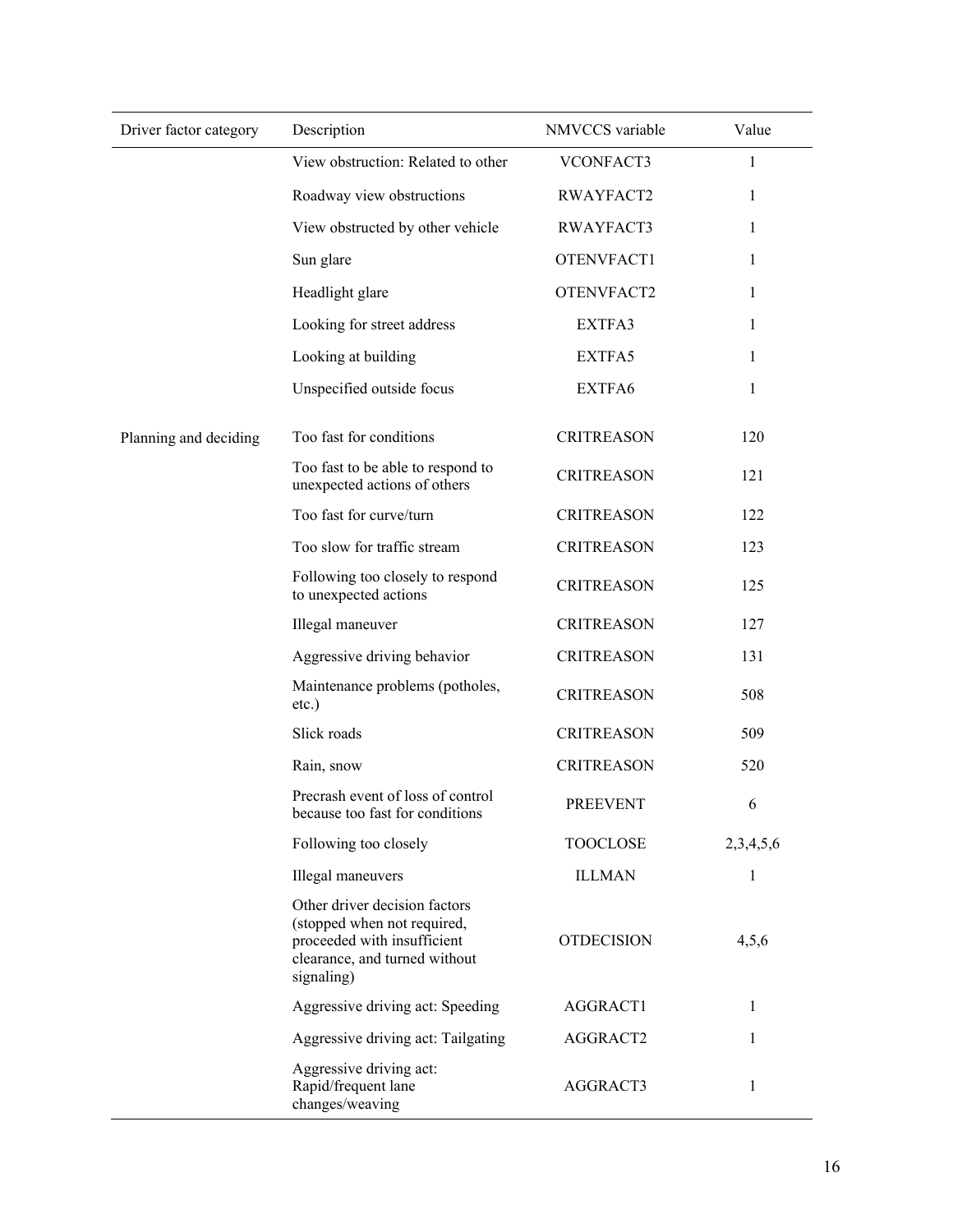| Driver factor category | Description | NMVCCS variable | Value |
|---|---|---|---|
| | View obstruction: Related to other | VCONFACT3 | 1 |
| | Roadway view obstructions | RWAYFACT2 | 1 |
| | View obstructed by other vehicle | RWAYFACT3 | 1 |
| | Sun glare | OTENVFACT1 | 1 |
| | Headlight glare | OTENVFACT2 | 1 |
| | Looking for street address | EXTFA3 | 1 |
| | Looking at building | EXTFA5 | 1 |
| | Unspecified outside focus | EXTFA6 | 1 |
| Planning and deciding | Too fast for conditions | CRITREASON | 120 |
| | Too fast to be able to respond to unexpected actions of others | CRITREASON | 121 |
| | Too fast for curve/turn | CRITREASON | 122 |
| | Too slow for traffic stream | CRITREASON | 123 |
| | Following too closely to respond to unexpected actions | CRITREASON | 125 |
| | Illegal maneuver | CRITREASON | 127 |
| | Aggressive driving behavior | CRITREASON | 131 |
| | Maintenance problems (potholes, etc.) | CRITREASON | 508 |
| | Slick roads | CRITREASON | 509 |
| | Rain, snow | CRITREASON | 520 |
| | Precrash event of loss of control because too fast for conditions | PREEVENT | 6 |
| | Following too closely | TOOCLOSE | 2,3,4,5,6 |
| | Illegal maneuvers | ILLMAN | 1 |
| | Other driver decision factors (stopped when not required, proceeded with insufficient clearance, and turned without signaling) | OTDECISION | 4,5,6 |
| | Aggressive driving act: Speeding | AGGRACT1 | 1 |
| | Aggressive driving act: Tailgating | AGGRACT2 | 1 |
| | Aggressive driving act: Rapid/frequent lane changes/weaving | AGGRACT3 | 1 |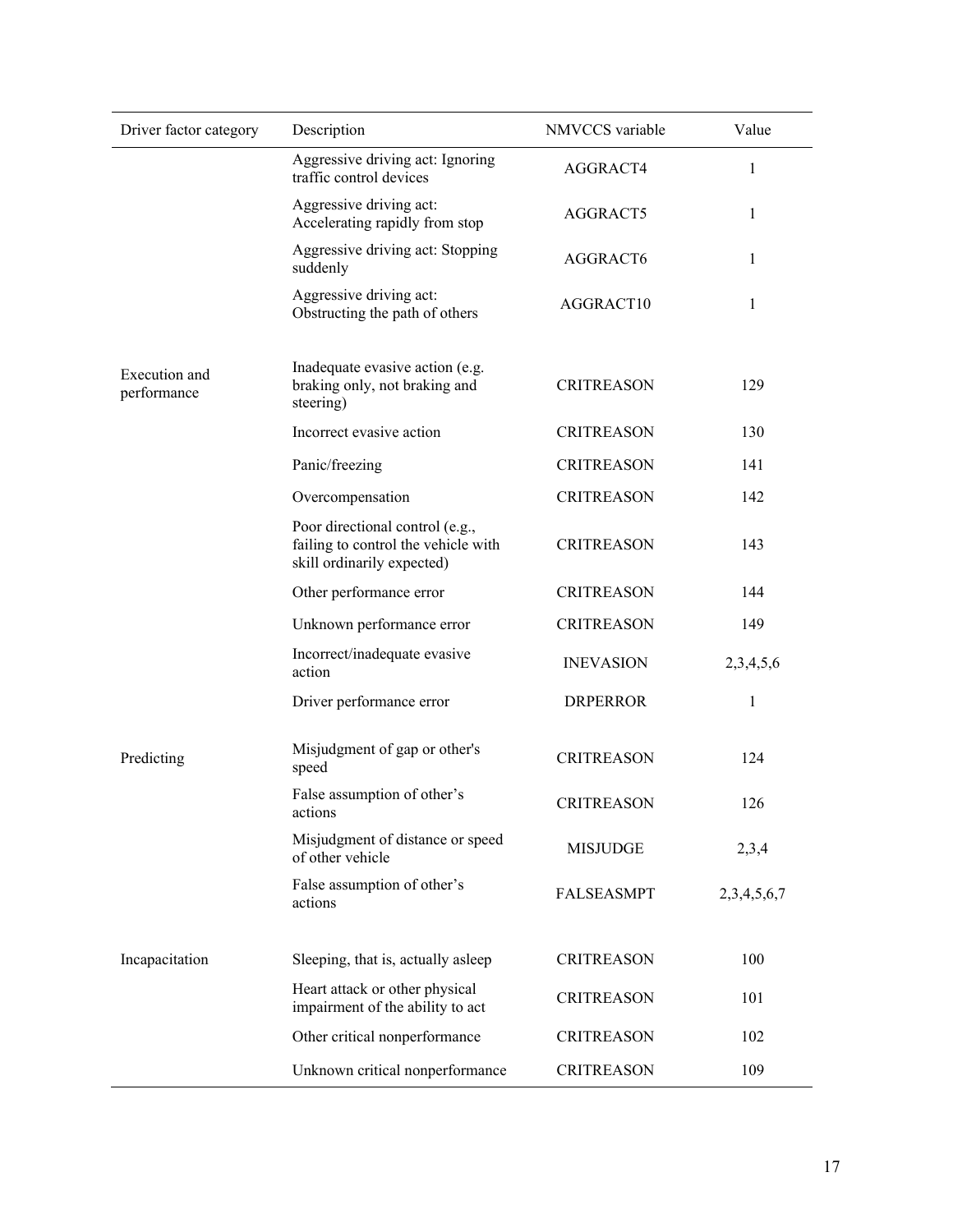| Driver factor category | Description | NMVCCS variable | Value |
|---|---|---|---|
| | Aggressive driving act: Ignoring traffic control devices | AGGRACT4 | 1 |
| | Aggressive driving act: Accelerating rapidly from stop | AGGRACT5 | 1 |
| | Aggressive driving act: Stopping suddenly | AGGRACT6 | 1 |
| | Aggressive driving act: Obstructing the path of others | AGGRACT10 | 1 |
| Execution and performance | Inadequate evasive action (e.g. braking only, not braking and steering) | CRITREASON | 129 |
| | Incorrect evasive action | CRITREASON | 130 |
| | Panic/freezing | CRITREASON | 141 |
| | Overcompensation | CRITREASON | 142 |
| | Poor directional control (e.g., failing to control the vehicle with skill ordinarily expected) | CRITREASON | 143 |
| | Other performance error | CRITREASON | 144 |
| | Unknown performance error | CRITREASON | 149 |
| | Incorrect/inadequate evasive action | INEVASION | 2,3,4,5,6 |
| | Driver performance error | DRPERROR | 1 |
| Predicting | Misjudgment of gap or other's speed | CRITREASON | 124 |
| | False assumption of other's actions | CRITREASON | 126 |
| | Misjudgment of distance or speed of other vehicle | MISJUDGE | 2,3,4 |
| | False assumption of other's actions | FALSEASMPT | 2,3,4,5,6,7 |
| Incapacitation | Sleeping, that is, actually asleep | CRITREASON | 100 |
| | Heart attack or other physical impairment of the ability to act | CRITREASON | 101 |
| | Other critical nonperformance | CRITREASON | 102 |
| | Unknown critical nonperformance | CRITREASON | 109 |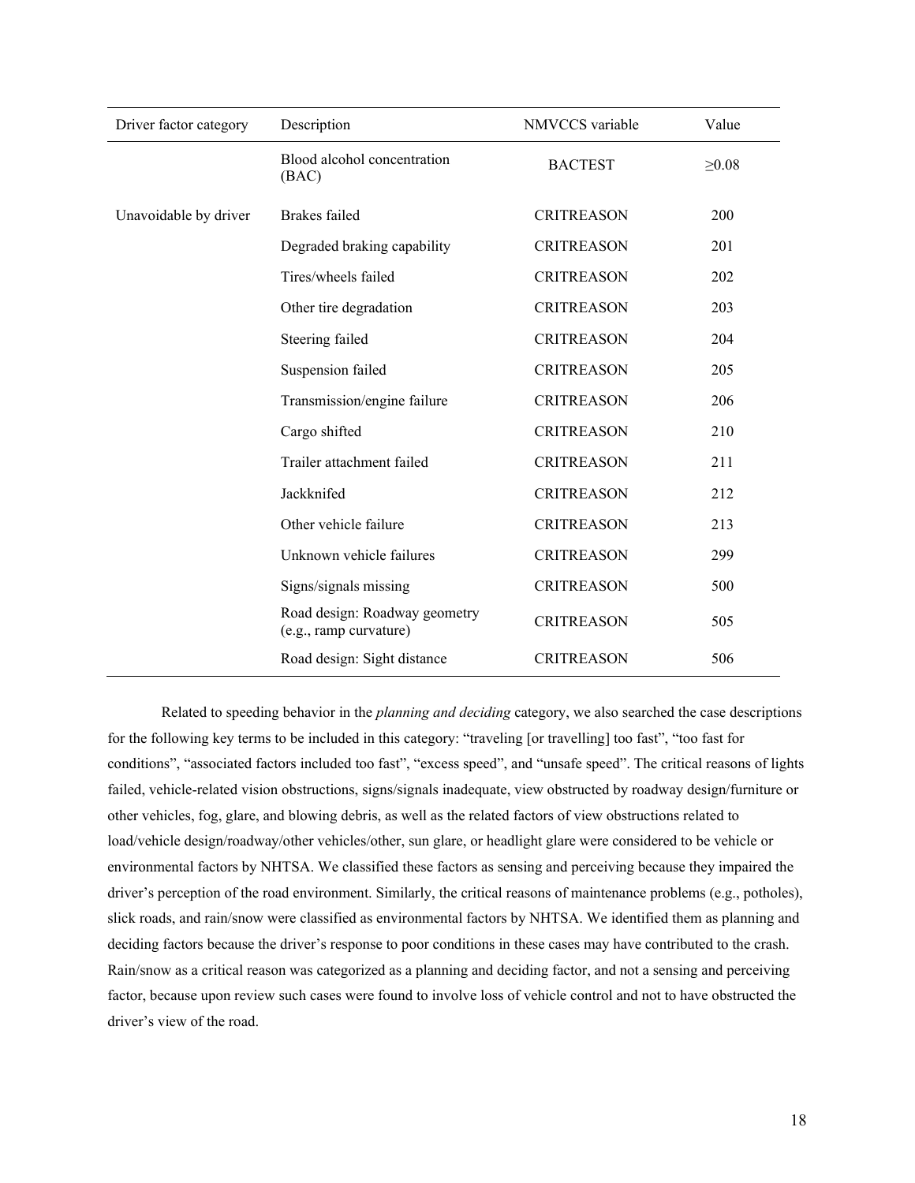| Driver factor category | Description | NMVCCS variable | Value |
|---|---|---|---|
| | Blood alcohol concentration (BAC) | BACTEST | ≥0.08 |
| Unavoidable by driver | Brakes failed | CRITREASON | 200 |
| | Degraded braking capability | CRITREASON | 201 |
| | Tires/wheels failed | CRITREASON | 202 |
| | Other tire degradation | CRITREASON | 203 |
| | Steering failed | CRITREASON | 204 |
| | Suspension failed | CRITREASON | 205 |
| | Transmission/engine failure | CRITREASON | 206 |
| | Cargo shifted | CRITREASON | 210 |
| | Trailer attachment failed | CRITREASON | 211 |
| | Jackknifed | CRITREASON | 212 |
| | Other vehicle failure | CRITREASON | 213 |
| | Unknown vehicle failures | CRITREASON | 299 |
| | Signs/signals missing | CRITREASON | 500 |
| | Road design: Roadway geometry (e.g., ramp curvature) | CRITREASON | 505 |
| | Road design: Sight distance | CRITREASON | 506 |

Related to speeding behavior in the *planning and deciding* category, we also searched the case descriptions for the following key terms to be included in this category: "traveling [or travelling] too fast", "too fast for conditions", "associated factors included too fast", "excess speed", and "unsafe speed". The critical reasons of lights failed, vehicle-related vision obstructions, signs/signals inadequate, view obstructed by roadway design/furniture or other vehicles, fog, glare, and blowing debris, as well as the related factors of view obstructions related to load/vehicle design/roadway/other vehicles/other, sun glare, or headlight glare were considered to be vehicle or environmental factors by NHTSA. We classified these factors as sensing and perceiving because they impaired the driver's perception of the road environment. Similarly, the critical reasons of maintenance problems (e.g., potholes), slick roads, and rain/snow were classified as environmental factors by NHTSA. We identified them as planning and deciding factors because the driver's response to poor conditions in these cases may have contributed to the crash. Rain/snow as a critical reason was categorized as a planning and deciding factor, and not a sensing and perceiving factor, because upon review such cases were found to involve loss of vehicle control and not to have obstructed the driver's view of the road.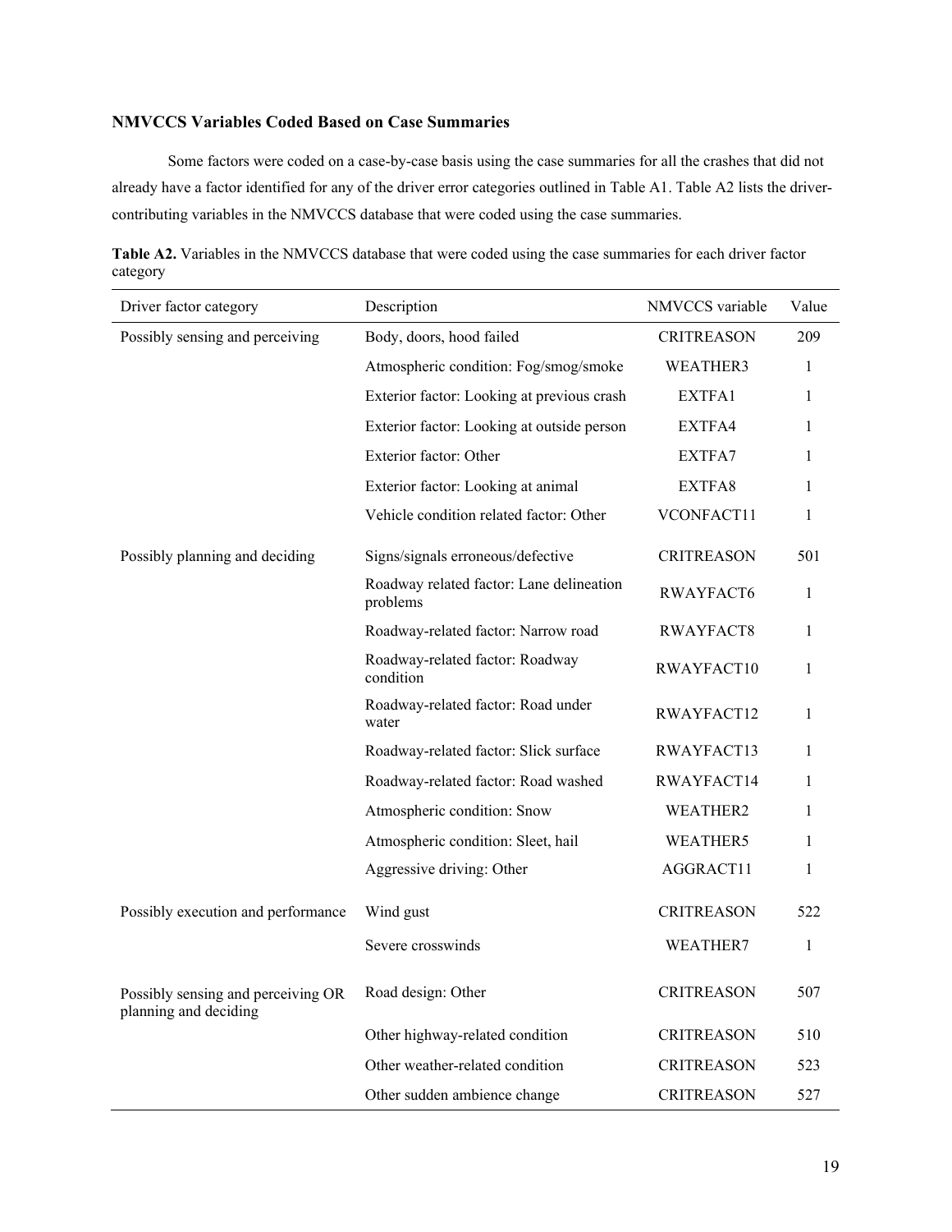### NMVCCS Variables Coded Based on Case Summaries

Some factors were coded on a case-by-case basis using the case summaries for all the crashes that did not already have a factor identified for any of the driver error categories outlined in Table A1. Table A2 lists the driver-contributing variables in the NMVCCS database that were coded using the case summaries.

**Table A2.** Variables in the NMVCCS database that were coded using the case summaries for each driver factor category

| Driver factor category | Description | NMVCCS variable | Value |
|---|---|---|---|
| Possibly sensing and perceiving | Body, doors, hood failed | CRITREASON | 209 |
| | Atmospheric condition: Fog/smog/smoke | WEATHER3 | 1 |
| | Exterior factor: Looking at previous crash | EXTFA1 | 1 |
| | Exterior factor: Looking at outside person | EXTFA4 | 1 |
| | Exterior factor: Other | EXTFA7 | 1 |
| | Exterior factor: Looking at animal | EXTFA8 | 1 |
| | Vehicle condition related factor: Other | VCONFACT11 | 1 |
| Possibly planning and deciding | Signs/signals erroneous/defective | CRITREASON | 501 |
| | Roadway related factor: Lane delineation problems | RWAYFACT6 | 1 |
| | Roadway-related factor: Narrow road | RWAYFACT8 | 1 |
| | Roadway-related factor: Roadway condition | RWAYFACT10 | 1 |
| | Roadway-related factor: Road under water | RWAYFACT12 | 1 |
| | Roadway-related factor: Slick surface | RWAYFACT13 | 1 |
| | Roadway-related factor: Road washed | RWAYFACT14 | 1 |
| | Atmospheric condition: Snow | WEATHER2 | 1 |
| | Atmospheric condition: Sleet, hail | WEATHER5 | 1 |
| | Aggressive driving: Other | AGGRACT11 | 1 |
| Possibly execution and performance | Wind gust | CRITREASON | 522 |
| | Severe crosswinds | WEATHER7 | 1 |
| Possibly sensing and perceiving OR planning and deciding | Road design: Other | CRITREASON | 507 |
| | Other highway-related condition | CRITREASON | 510 |
| | Other weather-related condition | CRITREASON | 523 |
| | Other sudden ambience change | CRITREASON | 527 |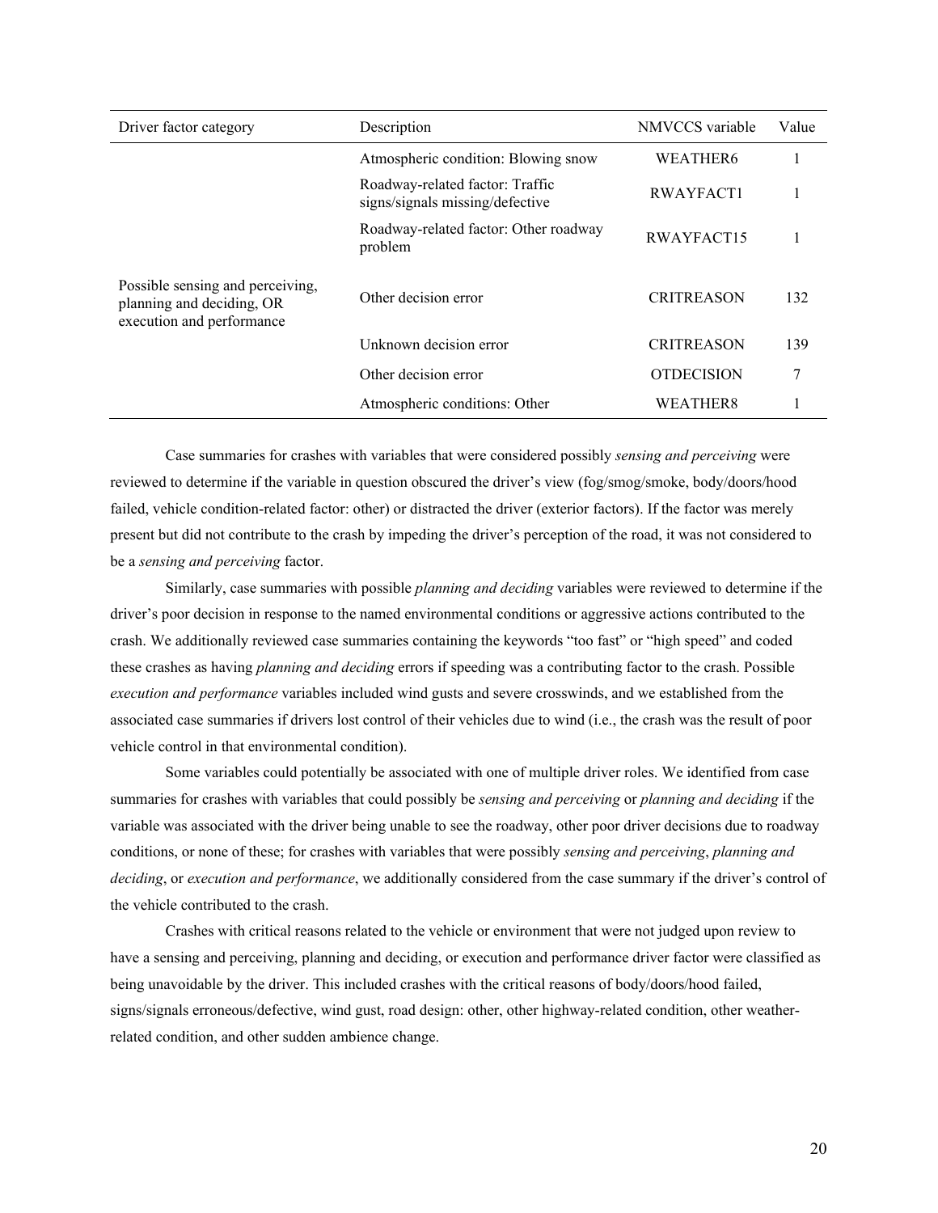| Driver factor category | Description | NMVCCS variable | Value |
| --- | --- | --- | --- |
| | Atmospheric condition: Blowing snow | WEATHER6 | 1 |
| | Roadway-related factor: Traffic signs/signals missing/defective | RWAYFACT1 | 1 |
| | Roadway-related factor: Other roadway problem | RWAYFACT15 | 1 |
| Possible sensing and perceiving, planning and deciding, OR execution and performance | Other decision error | CRITREASON | 132 |
| | Unknown decision error | CRITREASON | 139 |
| | Other decision error | OTDECISION | 7 |
| | Atmospheric conditions: Other | WEATHER8 | 1 |

Case summaries for crashes with variables that were considered possibly *sensing and perceiving* were reviewed to determine if the variable in question obscured the driver's view (fog/smog/smoke, body/doors/hood failed, vehicle condition-related factor: other) or distracted the driver (exterior factors). If the factor was merely present but did not contribute to the crash by impeding the driver's perception of the road, it was not considered to be a *sensing and perceiving* factor.

Similarly, case summaries with possible *planning and deciding* variables were reviewed to determine if the driver's poor decision in response to the named environmental conditions or aggressive actions contributed to the crash. We additionally reviewed case summaries containing the keywords "too fast" or "high speed" and coded these crashes as having *planning and deciding* errors if speeding was a contributing factor to the crash. Possible *execution and performance* variables included wind gusts and severe crosswinds, and we established from the associated case summaries if drivers lost control of their vehicles due to wind (i.e., the crash was the result of poor vehicle control in that environmental condition).

Some variables could potentially be associated with one of multiple driver roles. We identified from case summaries for crashes with variables that could possibly be *sensing and perceiving* or *planning and deciding* if the variable was associated with the driver being unable to see the roadway, other poor driver decisions due to roadway conditions, or none of these; for crashes with variables that were possibly *sensing and perceiving*, *planning and deciding*, or *execution and performance*, we additionally considered from the case summary if the driver's control of the vehicle contributed to the crash.

Crashes with critical reasons related to the vehicle or environment that were not judged upon review to have a sensing and perceiving, planning and deciding, or execution and performance driver factor were classified as being unavoidable by the driver. This included crashes with the critical reasons of body/doors/hood failed, signs/signals erroneous/defective, wind gust, road design: other, other highway-related condition, other weather-related condition, and other sudden ambience change.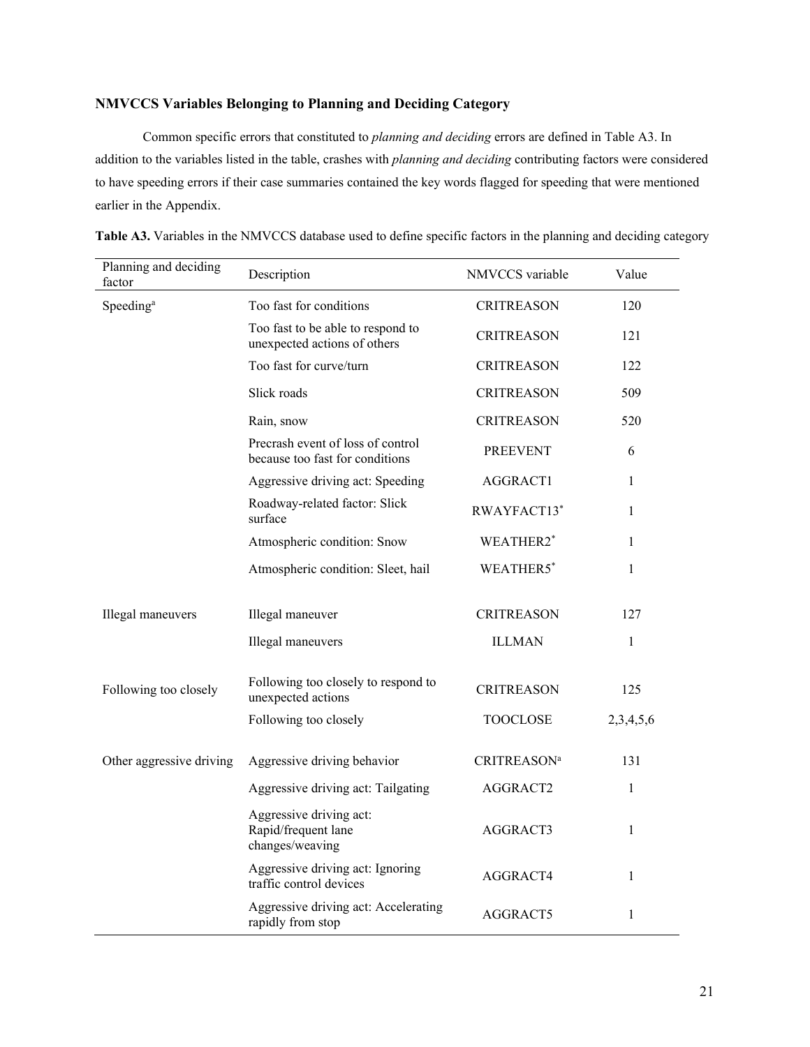### NMVCCS Variables Belonging to Planning and Deciding Category

Common specific errors that constituted to *planning and deciding* errors are defined in Table A3. In addition to the variables listed in the table, crashes with *planning and deciding* contributing factors were considered to have speeding errors if their case summaries contained the key words flagged for speeding that were mentioned earlier in the Appendix.

**Table A3.** Variables in the NMVCCS database used to define specific factors in the planning and deciding category

| Planning and deciding factor | Description | NMVCCS variable | Value |
|---|---|---|---|
| Speeding[a] | Too fast for conditions | CRITREASON | 120 |
| | Too fast to be able to respond to unexpected actions of others | CRITREASON | 121 |
| | Too fast for curve/turn | CRITREASON | 122 |
| | Slick roads | CRITREASON | 509 |
| | Rain, snow | CRITREASON | 520 |
| | Precrash event of loss of control because too fast for conditions | PREEVENT | 6 |
| | Aggressive driving act: Speeding | AGGRACT1 | 1 |
| | Roadway-related factor: Slick surface | RWAYFACT13* | 1 |
| | Atmospheric condition: Snow | WEATHER2* | 1 |
| | Atmospheric condition: Sleet, hail | WEATHER5* | 1 |
| Illegal maneuvers | Illegal maneuver | CRITREASON | 127 |
| | Illegal maneuvers | ILLMAN | 1 |
| Following too closely | Following too closely to respond to unexpected actions | CRITREASON | 125 |
| | Following too closely | TOOCLOSE | 2,3,4,5,6 |
| Other aggressive driving | Aggressive driving behavior | CRITREASON[a] | 131 |
| | Aggressive driving act: Tailgating | AGGRACT2 | 1 |
| | Aggressive driving act: Rapid/frequent lane changes/weaving | AGGRACT3 | 1 |
| | Aggressive driving act: Ignoring traffic control devices | AGGRACT4 | 1 |
| | Aggressive driving act: Accelerating rapidly from stop | AGGRACT5 | 1 |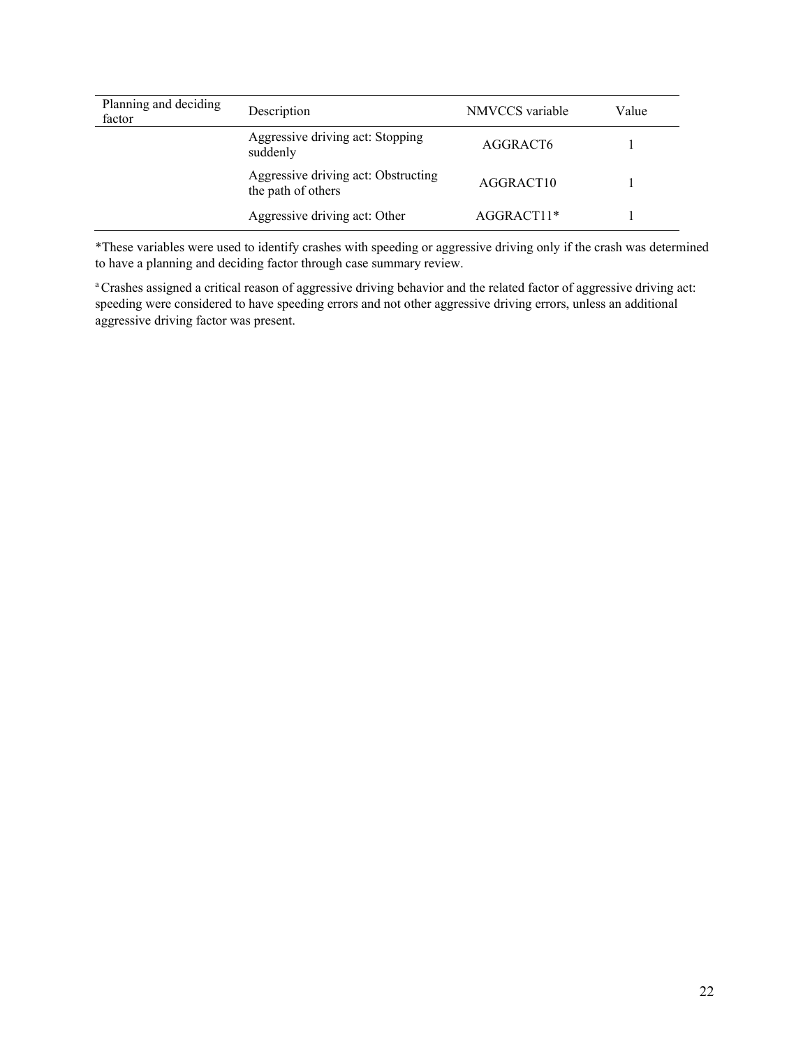| Planning and deciding factor | Description | NMVCCS variable | Value |
|---|---|---|---|
| | Aggressive driving act: Stopping suddenly | AGGRACT6 | 1 |
| | Aggressive driving act: Obstructing the path of others | AGGRACT10 | 1 |
| | Aggressive driving act: Other | AGGRACT11* | 1 |

*These variables were used to identify crashes with speeding or aggressive driving only if the crash was determined to have a planning and deciding factor through case summary review.

[a] Crashes assigned a critical reason of aggressive driving behavior and the related factor of aggressive driving act: speeding were considered to have speeding errors and not other aggressive driving errors, unless an additional aggressive driving factor was present.